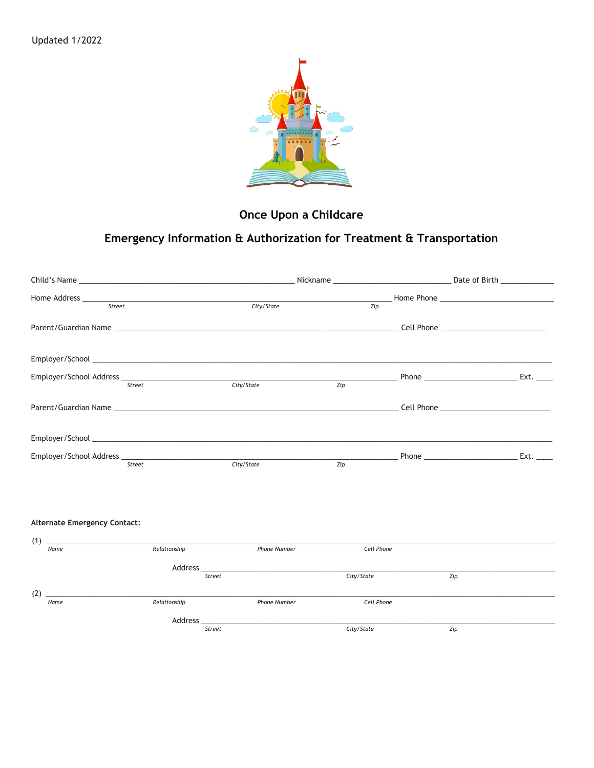Updated 1/2022

# Once Upon a Childcare

## Emergency Information & Authorization for Treatment & Transportation

Child's Name ______________________________ Nickname ____________________ Date of Birth ___________

Home Address ______________________________________________ Home Phone ____________________
*Street* *City/State* *Zip*

Parent/Guardian Name ______________________________________________ Cell Phone ____________________

Employer/School ____________________________________________________________________________

Employer/School Address ______________________________________ Phone ____________________ Ext. ____
*Street* *City/State* *Zip*

Parent/Guardian Name ______________________________________________ Cell Phone ____________________

Employer/School ____________________________________________________________________________

Employer/School Address ______________________________________ Phone ____________________ Ext. ____
*Street* *City/State* *Zip*

**Alternate Emergency Contact:**

(1) ____________________________________________________________________________
*Name* *Relationship* *Phone Number* *Cell Phone*

Address ____________________________________________________________________
*Street* *City/State* *Zip*

(2) ____________________________________________________________________________
*Name* *Relationship* *Phone Number* *Cell Phone*

Address ____________________________________________________________________
*Street* *City/State* *Zip*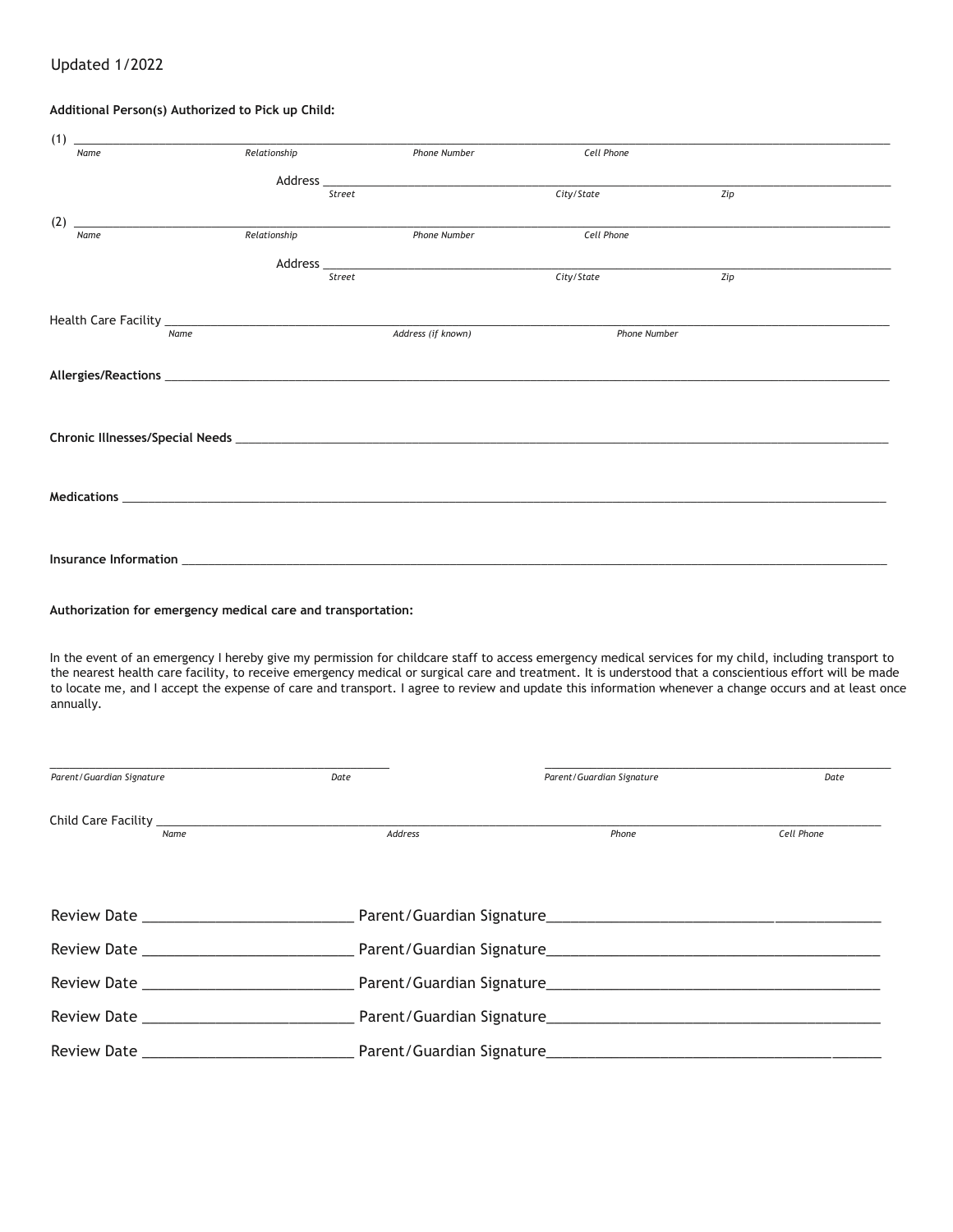Updated 1/2022

**Additional Person(s) Authorized to Pick up Child:**

(1) ______________________________________________________________________________

*Name* *Relationship* *Phone Number* *Cell Phone*

Address ______________________________________________________________________

*Street* *City/State* *Zip*

(2) ______________________________________________________________________________

*Name* *Relationship* *Phone Number* *Cell Phone*

Address ______________________________________________________________________

*Street* *City/State* *Zip*

Health Care Facility ______________________________________________________________

*Name* *Address (if known)* *Phone Number*

**Allergies/Reactions** ______________________________________________________________

**Chronic Illnesses/Special Needs** ____________________________________________________

**Medications** ____________________________________________________________________

**Insurance Information** ____________________________________________________________

**Authorization for emergency medical care and transportation:**

In the event of an emergency I hereby give my permission for childcare staff to access emergency medical services for my child, including transport to the nearest health care facility, to receive emergency medical or surgical care and treatment. It is understood that a conscientious effort will be made to locate me, and I accept the expense of care and transport. I agree to review and update this information whenever a change occurs and at least once annually.

______________________________________ ______________________________________

*Parent/Guardian Signature* *Date* *Parent/Guardian Signature* *Date*

Child Care Facility ________________________________________________________________

*Name* *Address* *Phone* *Cell Phone*

Review Date ______________________ Parent/Guardian Signature__________________________________

Review Date ______________________ Parent/Guardian Signature__________________________________

Review Date ______________________ Parent/Guardian Signature__________________________________

Review Date ______________________ Parent/Guardian Signature__________________________________

Review Date ______________________ Parent/Guardian Signature__________________________________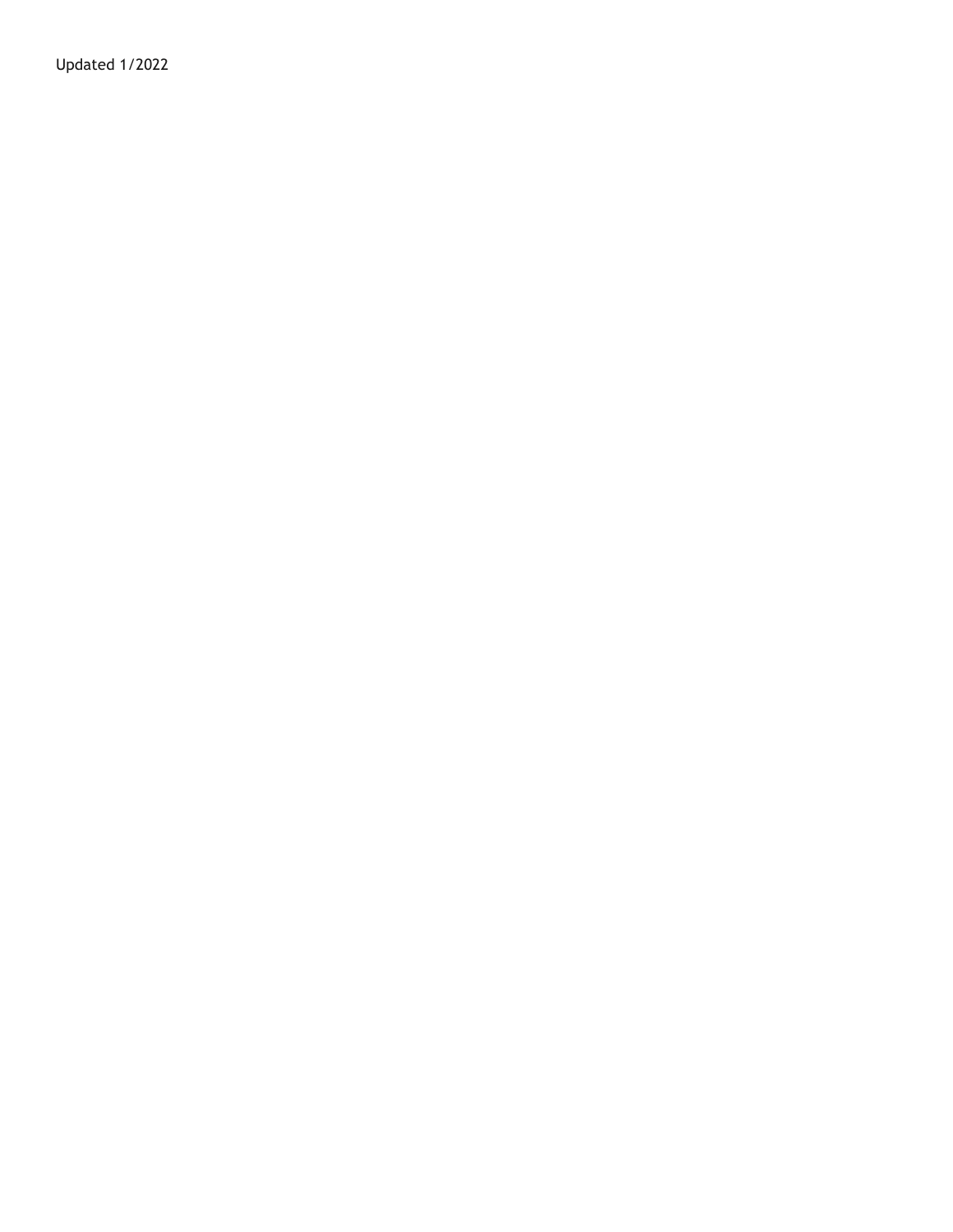Updated 1/2022